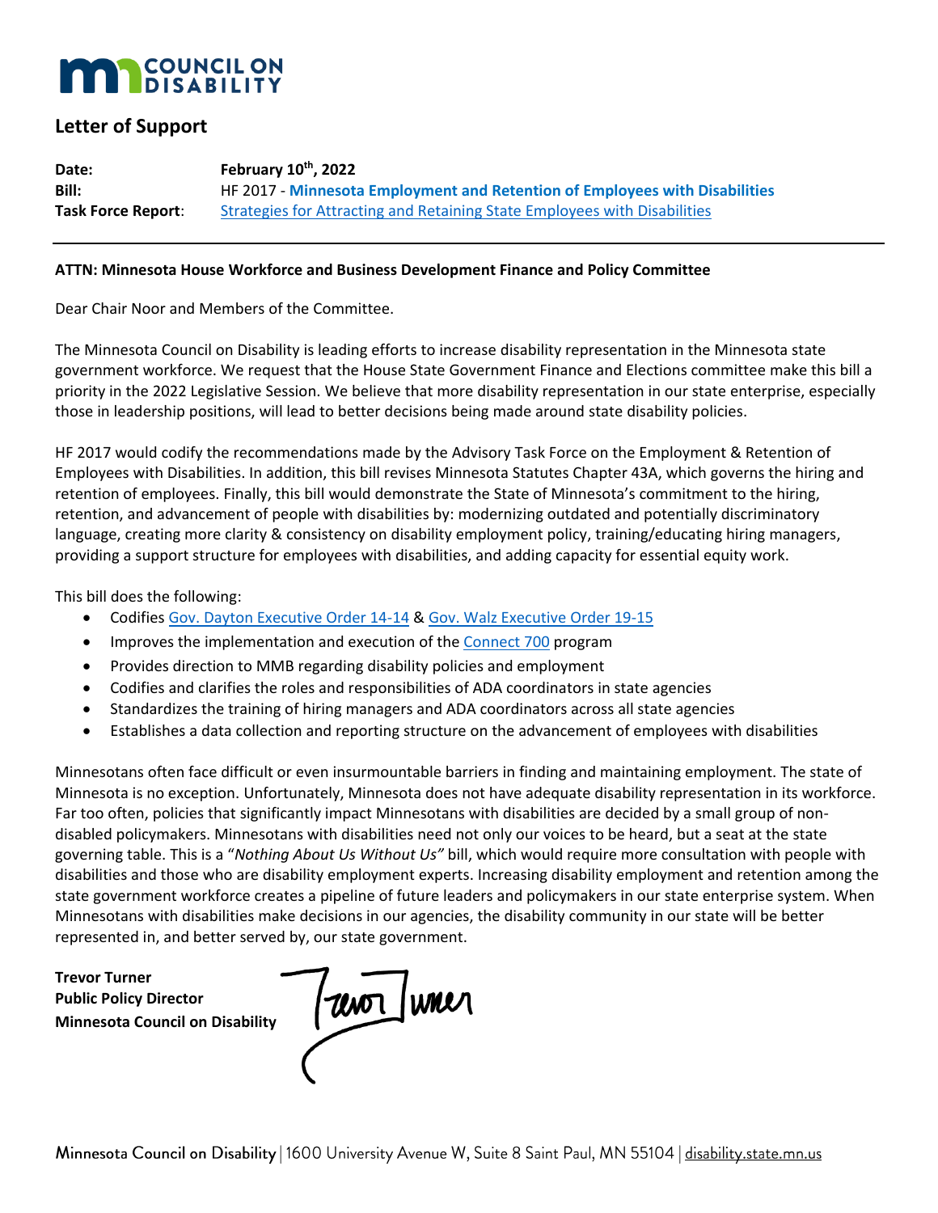MN COUNCIL ON DISABILITY

## Letter of Support

**Date:** **February 10th, 2022**
**Bill:** HF 2017 - **Minnesota Employment and Retention of Employees with Disabilities**
**Task Force Report**: Strategies for Attracting and Retaining State Employees with Disabilities

---

**ATTN: Minnesota House Workforce and Business Development Finance and Policy Committee**

Dear Chair Noor and Members of the Committee.

The Minnesota Council on Disability is leading efforts to increase disability representation in the Minnesota state government workforce. We request that the House State Government Finance and Elections committee make this bill a priority in the 2022 Legislative Session. We believe that more disability representation in our state enterprise, especially those in leadership positions, will lead to better decisions being made around state disability policies.

HF 2017 would codify the recommendations made by the Advisory Task Force on the Employment & Retention of Employees with Disabilities. In addition, this bill revises Minnesota Statutes Chapter 43A, which governs the hiring and retention of employees. Finally, this bill would demonstrate the State of Minnesota's commitment to the hiring, retention, and advancement of people with disabilities by: modernizing outdated and potentially discriminatory language, creating more clarity & consistency on disability employment policy, training/educating hiring managers, providing a support structure for employees with disabilities, and adding capacity for essential equity work.

This bill does the following:

- Codifies Gov. Dayton Executive Order 14-14 & Gov. Walz Executive Order 19-15
- Improves the implementation and execution of the Connect 700 program
- Provides direction to MMB regarding disability policies and employment
- Codifies and clarifies the roles and responsibilities of ADA coordinators in state agencies
- Standardizes the training of hiring managers and ADA coordinators across all state agencies
- Establishes a data collection and reporting structure on the advancement of employees with disabilities

Minnesotans often face difficult or even insurmountable barriers in finding and maintaining employment. The state of Minnesota is no exception. Unfortunately, Minnesota does not have adequate disability representation in its workforce. Far too often, policies that significantly impact Minnesotans with disabilities are decided by a small group of non-disabled policymakers. Minnesotans with disabilities need not only our voices to be heard, but a seat at the state governing table. This is a "*Nothing About Us Without Us"* bill, which would require more consultation with people with disabilities and those who are disability employment experts. Increasing disability employment and retention among the state government workforce creates a pipeline of future leaders and policymakers in our state enterprise system. When Minnesotans with disabilities make decisions in our agencies, the disability community in our state will be better represented in, and better served by, our state government.

**Trevor Turner**
**Public Policy Director**
**Minnesota Council on Disability**

Trevor Turner

Minnesota Council on Disability | 1600 University Avenue W, Suite 8 Saint Paul, MN 55104 | disability.state.mn.us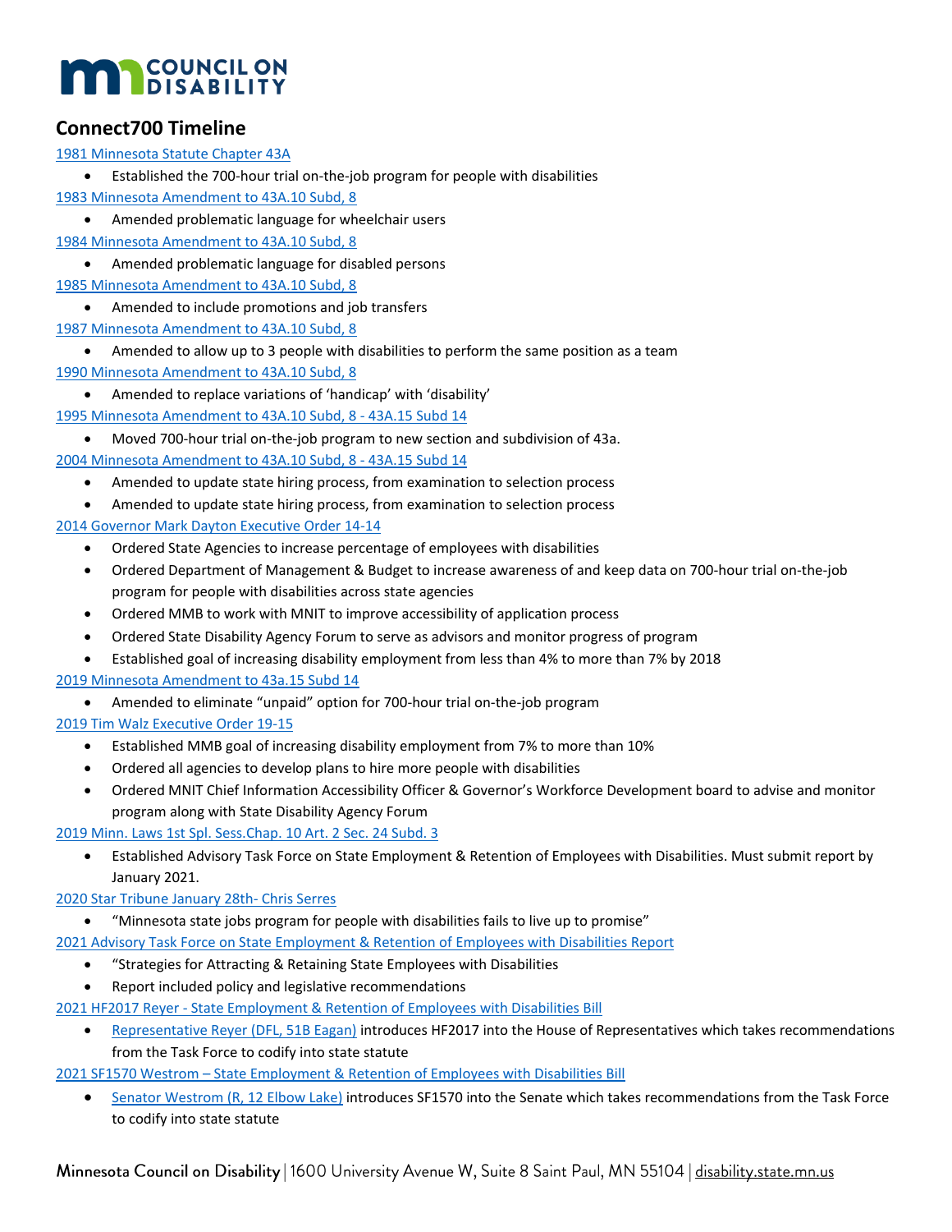# Connect700 Timeline

[1981 Minnesota Statute Chapter 43A]

- Established the 700-hour trial on-the-job program for people with disabilities

[1983 Minnesota Amendment to 43A.10 Subd, 8]

- Amended problematic language for wheelchair users

[1984 Minnesota Amendment to 43A.10 Subd, 8]

- Amended problematic language for disabled persons

[1985 Minnesota Amendment to 43A.10 Subd, 8]

- Amended to include promotions and job transfers

[1987 Minnesota Amendment to 43A.10 Subd, 8]

- Amended to allow up to 3 people with disabilities to perform the same position as a team

[1990 Minnesota Amendment to 43A.10 Subd, 8]

- Amended to replace variations of 'handicap' with 'disability'

[1995 Minnesota Amendment to 43A.10 Subd, 8 - 43A.15 Subd 14]

- Moved 700-hour trial on-the-job program to new section and subdivision of 43a.

[2004 Minnesota Amendment to 43A.10 Subd, 8 - 43A.15 Subd 14]

- Amended to update state hiring process, from examination to selection process
- Amended to update state hiring process, from examination to selection process

[2014 Governor Mark Dayton Executive Order 14-14]

- Ordered State Agencies to increase percentage of employees with disabilities
- Ordered Department of Management & Budget to increase awareness of and keep data on 700-hour trial on-the-job program for people with disabilities across state agencies
- Ordered MMB to work with MNIT to improve accessibility of application process
- Ordered State Disability Agency Forum to serve as advisors and monitor progress of program
- Established goal of increasing disability employment from less than 4% to more than 7% by 2018

[2019 Minnesota Amendment to 43a.15 Subd 14]

- Amended to eliminate "unpaid" option for 700-hour trial on-the-job program

[2019 Tim Walz Executive Order 19-15]

- Established MMB goal of increasing disability employment from 7% to more than 10%
- Ordered all agencies to develop plans to hire more people with disabilities
- Ordered MNIT Chief Information Accessibility Officer & Governor's Workforce Development board to advise and monitor program along with State Disability Agency Forum

[2019 Minn. Laws 1st Spl. Sess.Chap. 10 Art. 2 Sec. 24 Subd. 3]

- Established Advisory Task Force on State Employment & Retention of Employees with Disabilities. Must submit report by January 2021.

[2020 Star Tribune January 28th- Chris Serres]

- "Minnesota state jobs program for people with disabilities fails to live up to promise"

[2021 Advisory Task Force on State Employment & Retention of Employees with Disabilities Report]

- "Strategies for Attracting & Retaining State Employees with Disabilities
- Report included policy and legislative recommendations

[2021 HF2017 Reyer - State Employment & Retention of Employees with Disabilities Bill]

- [Representative Reyer (DFL, 51B Eagan)] introduces HF2017 into the House of Representatives which takes recommendations from the Task Force to codify into state statute

[2021 SF1570 Westrom – State Employment & Retention of Employees with Disabilities Bill]

- [Senator Westrom (R, 12 Elbow Lake)] introduces SF1570 into the Senate which takes recommendations from the Task Force to codify into state statute